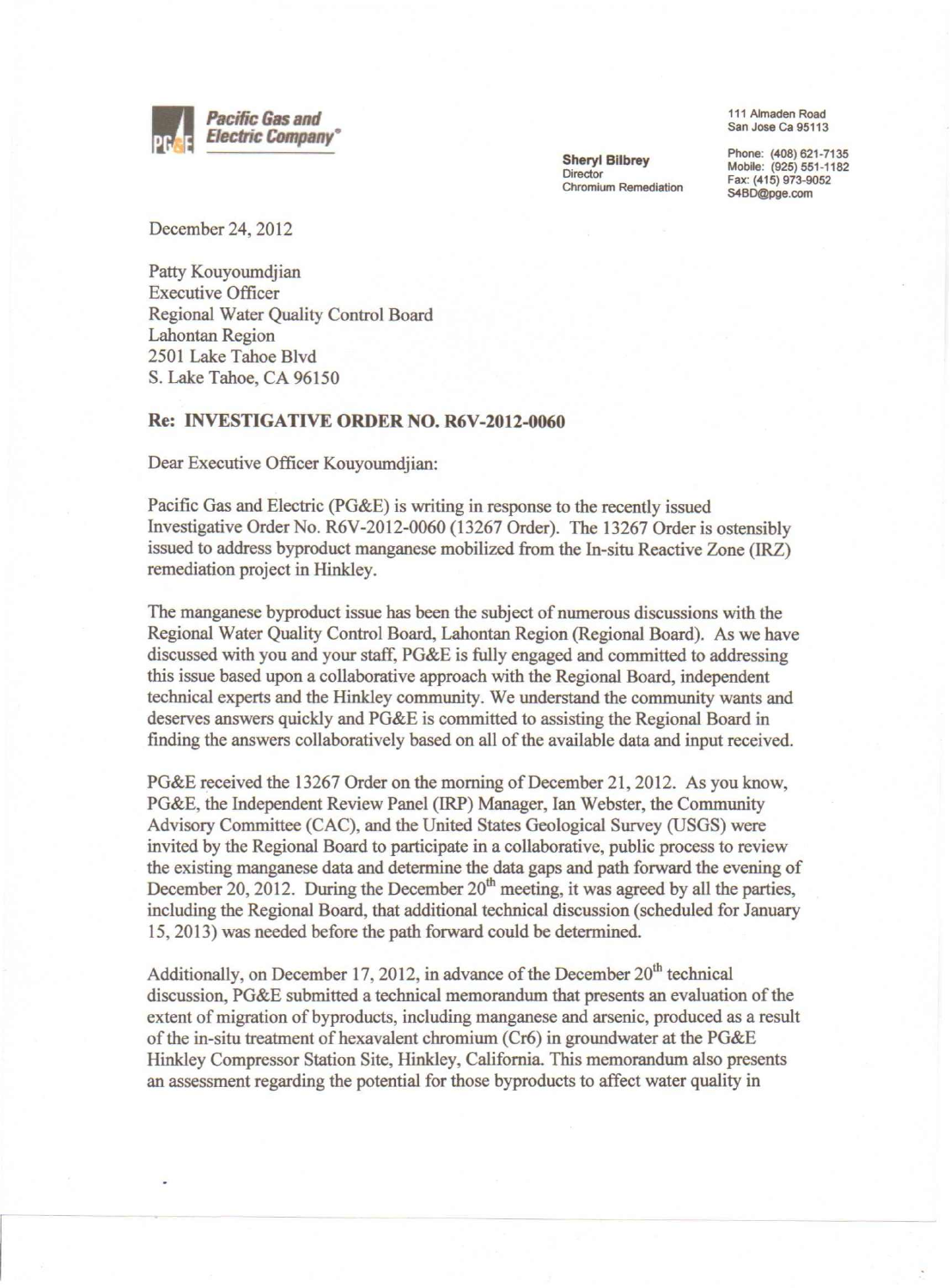**Pacific Gas and Electric Company®**

**Sheryl Bilbrey**
Director
Chromium Remediation

111 Almaden Road
San Jose Ca 95113

Phone: (408) 621-7135
Mobile: (925) 551-1182
Fax: (415) 973-9052
S4BD@pge.com

December 24, 2012

Patty Kouyoumdjian
Executive Officer
Regional Water Quality Control Board
Lahontan Region
2501 Lake Tahoe Blvd
S. Lake Tahoe, CA 96150

**Re: INVESTIGATIVE ORDER NO. R6V-2012-0060**

Dear Executive Officer Kouyoumdjian:

Pacific Gas and Electric (PG&E) is writing in response to the recently issued Investigative Order No. R6V-2012-0060 (13267 Order). The 13267 Order is ostensibly issued to address byproduct manganese mobilized from the In-situ Reactive Zone (IRZ) remediation project in Hinkley.

The manganese byproduct issue has been the subject of numerous discussions with the Regional Water Quality Control Board, Lahontan Region (Regional Board). As we have discussed with you and your staff, PG&E is fully engaged and committed to addressing this issue based upon a collaborative approach with the Regional Board, independent technical experts and the Hinkley community. We understand the community wants and deserves answers quickly and PG&E is committed to assisting the Regional Board in finding the answers collaboratively based on all of the available data and input received.

PG&E received the 13267 Order on the morning of December 21, 2012. As you know, PG&E, the Independent Review Panel (IRP) Manager, Ian Webster, the Community Advisory Committee (CAC), and the United States Geological Survey (USGS) were invited by the Regional Board to participate in a collaborative, public process to review the existing manganese data and determine the data gaps and path forward the evening of December 20, 2012. During the December 20th meeting, it was agreed by all the parties, including the Regional Board, that additional technical discussion (scheduled for January 15, 2013) was needed before the path forward could be determined.

Additionally, on December 17, 2012, in advance of the December 20th technical discussion, PG&E submitted a technical memorandum that presents an evaluation of the extent of migration of byproducts, including manganese and arsenic, produced as a result of the in-situ treatment of hexavalent chromium (Cr6) in groundwater at the PG&E Hinkley Compressor Station Site, Hinkley, California. This memorandum also presents an assessment regarding the potential for those byproducts to affect water quality in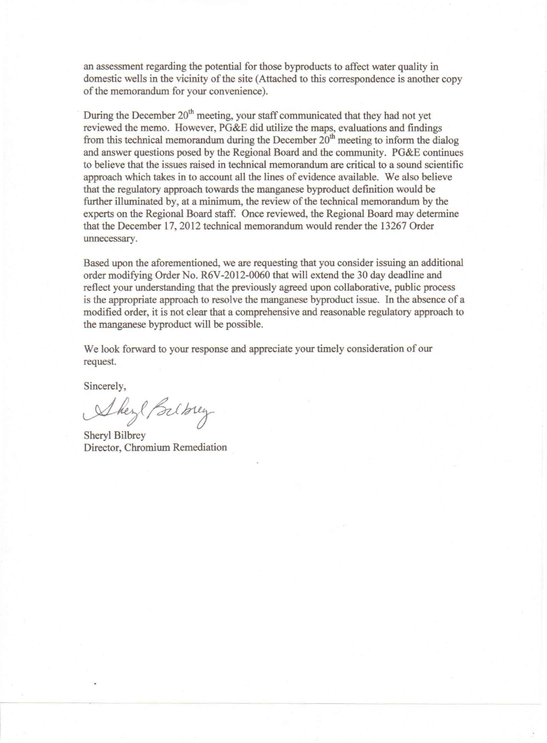an assessment regarding the potential for those byproducts to affect water quality in domestic wells in the vicinity of the site (Attached to this correspondence is another copy of the memorandum for your convenience).

During the December 20th meeting, your staff communicated that they had not yet reviewed the memo. However, PG&E did utilize the maps, evaluations and findings from this technical memorandum during the December 20th meeting to inform the dialog and answer questions posed by the Regional Board and the community. PG&E continues to believe that the issues raised in technical memorandum are critical to a sound scientific approach which takes in to account all the lines of evidence available. We also believe that the regulatory approach towards the manganese byproduct definition would be further illuminated by, at a minimum, the review of the technical memorandum by the experts on the Regional Board staff. Once reviewed, the Regional Board may determine that the December 17, 2012 technical memorandum would render the 13267 Order unnecessary.

Based upon the aforementioned, we are requesting that you consider issuing an additional order modifying Order No. R6V-2012-0060 that will extend the 30 day deadline and reflect your understanding that the previously agreed upon collaborative, public process is the appropriate approach to resolve the manganese byproduct issue. In the absence of a modified order, it is not clear that a comprehensive and reasonable regulatory approach to the manganese byproduct will be possible.

We look forward to your response and appreciate your timely consideration of our request.

Sincerely,

Sheryl Bilbrey

Sheryl Bilbrey
Director, Chromium Remediation